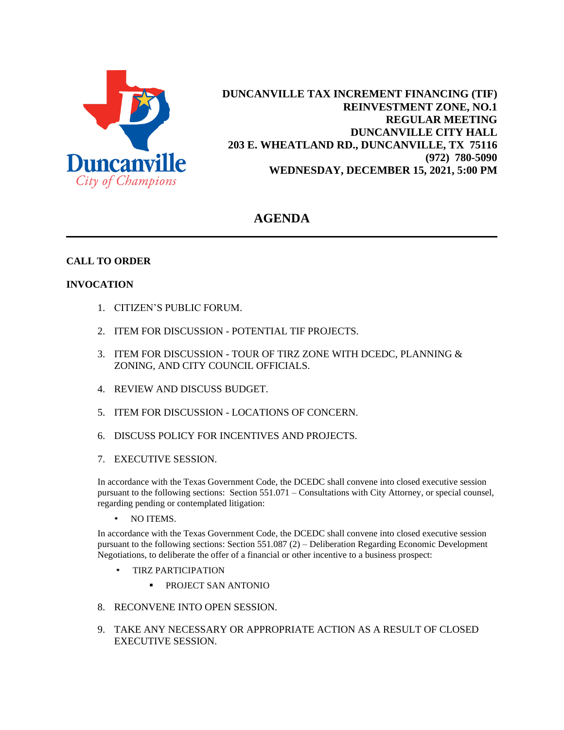Duncanville
City of Champions

**DUNCANVILLE TAX INCREMENT FINANCING (TIF)**
**REINVESTMENT ZONE, NO.1**
**REGULAR MEETING**
**DUNCANVILLE CITY HALL**
**203 E. WHEATLAND RD., DUNCANVILLE, TX 75116**
**(972) 780-5090**
**WEDNESDAY, DECEMBER 15, 2021, 5:00 PM**

# AGENDA

---

**CALL TO ORDER**

**INVOCATION**

1. CITIZEN'S PUBLIC FORUM.

2. ITEM FOR DISCUSSION - POTENTIAL TIF PROJECTS.

3. ITEM FOR DISCUSSION - TOUR OF TIRZ ZONE WITH DCEDC, PLANNING & ZONING, AND CITY COUNCIL OFFICIALS.

4. REVIEW AND DISCUSS BUDGET.

5. ITEM FOR DISCUSSION - LOCATIONS OF CONCERN.

6. DISCUSS POLICY FOR INCENTIVES AND PROJECTS.

7. EXECUTIVE SESSION.

   In accordance with the Texas Government Code, the DCEDC shall convene into closed executive session pursuant to the following sections: Section 551.071 – Consultations with City Attorney, or special counsel, regarding pending or contemplated litigation:

   - NO ITEMS.

   In accordance with the Texas Government Code, the DCEDC shall convene into closed executive session pursuant to the following sections: Section 551.087 (2) – Deliberation Regarding Economic Development Negotiations, to deliberate the offer of a financial or other incentive to a business prospect:

   - TIRZ PARTICIPATION
     - PROJECT SAN ANTONIO

8. RECONVENE INTO OPEN SESSION.

9. TAKE ANY NECESSARY OR APPROPRIATE ACTION AS A RESULT OF CLOSED EXECUTIVE SESSION.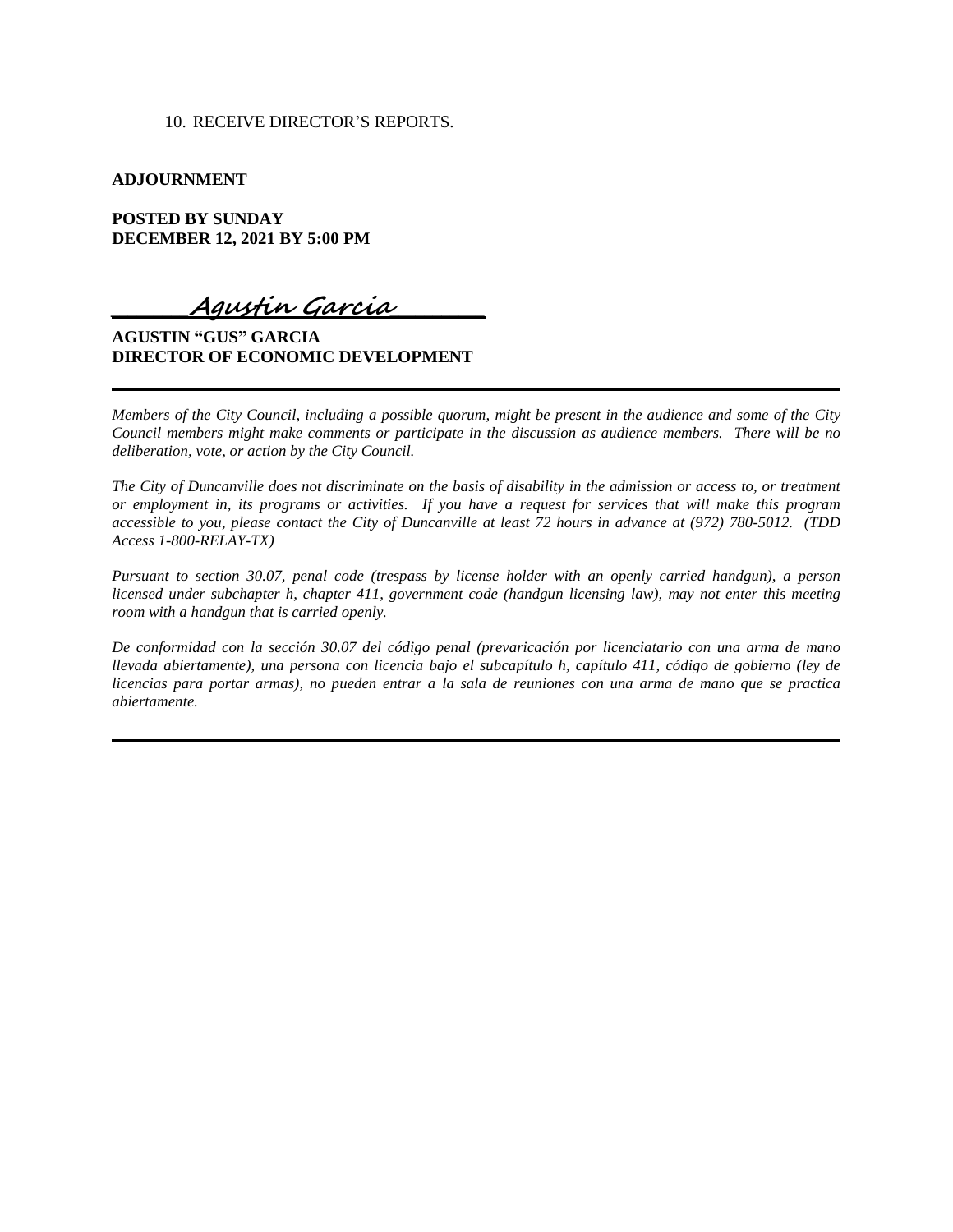10. RECEIVE DIRECTOR'S REPORTS.

**ADJOURNMENT**

**POSTED BY SUNDAY**
**DECEMBER 12, 2021 BY 5:00 PM**

Agustin Garcia

**AGUSTIN "GUS" GARCIA**
**DIRECTOR OF ECONOMIC DEVELOPMENT**

---

*Members of the City Council, including a possible quorum, might be present in the audience and some of the City Council members might make comments or participate in the discussion as audience members. There will be no deliberation, vote, or action by the City Council.*

*The City of Duncanville does not discriminate on the basis of disability in the admission or access to, or treatment or employment in, its programs or activities. If you have a request for services that will make this program accessible to you, please contact the City of Duncanville at least 72 hours in advance at (972) 780-5012. (TDD Access 1-800-RELAY-TX)*

*Pursuant to section 30.07, penal code (trespass by license holder with an openly carried handgun), a person licensed under subchapter h, chapter 411, government code (handgun licensing law), may not enter this meeting room with a handgun that is carried openly.*

*De conformidad con la sección 30.07 del código penal (prevaricación por licenciatario con una arma de mano llevada abiertamente), una persona con licencia bajo el subcapítulo h, capítulo 411, código de gobierno (ley de licencias para portar armas), no pueden entrar a la sala de reuniones con una arma de mano que se practica abiertamente.*

---